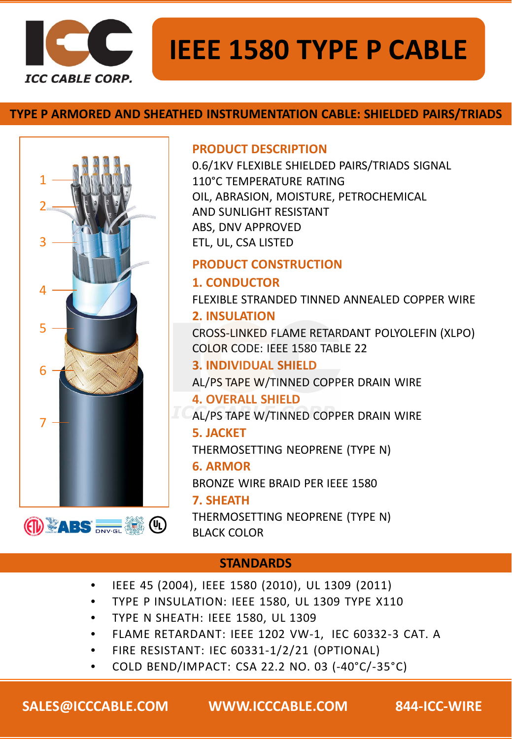# IEEE 1580 TYPE P CABLE

ICC CABLE CORP.

## TYPE P ARMORED AND SHEATHED INSTRUMENTATION CABLE: SHIELDED PAIRS/TRIADS

### PRODUCT DESCRIPTION

0.6/1KV FLEXIBLE SHIELDED PAIRS/TRIADS SIGNAL
110°C TEMPERATURE RATING
OIL, ABRASION, MOISTURE, PETROCHEMICAL AND SUNLIGHT RESISTANT
ABS, DNV APPROVED
ETL, UL, CSA LISTED

### PRODUCT CONSTRUCTION

**1. CONDUCTOR**

FLEXIBLE STRANDED TINNED ANNEALED COPPER WIRE

**2. INSULATION**

CROSS-LINKED FLAME RETARDANT POLYOLEFIN (XLPO)
COLOR CODE: IEEE 1580 TABLE 22

**3. INDIVIDUAL SHIELD**

AL/PS TAPE W/TINNED COPPER DRAIN WIRE

**4. OVERALL SHIELD**

AL/PS TAPE W/TINNED COPPER DRAIN WIRE

**5. JACKET**

THERMOSETTING NEOPRENE (TYPE N)

**6. ARMOR**

BRONZE WIRE BRAID PER IEEE 1580

**7. SHEATH**

THERMOSETTING NEOPRENE (TYPE N)
BLACK COLOR

## STANDARDS

- IEEE 45 (2004), IEEE 1580 (2010), UL 1309 (2011)
- TYPE P INSULATION: IEEE 1580, UL 1309 TYPE X110
- TYPE N SHEATH: IEEE 1580, UL 1309
- FLAME RETARDANT: IEEE 1202 VW-1, IEC 60332-3 CAT. A
- FIRE RESISTANT: IEC 60331-1/2/21 (OPTIONAL)
- COLD BEND/IMPACT: CSA 22.2 NO. 03 (-40°C/-35°C)

SALES@ICCCABLE.COM WWW.ICCCABLE.COM 844-ICC-WIRE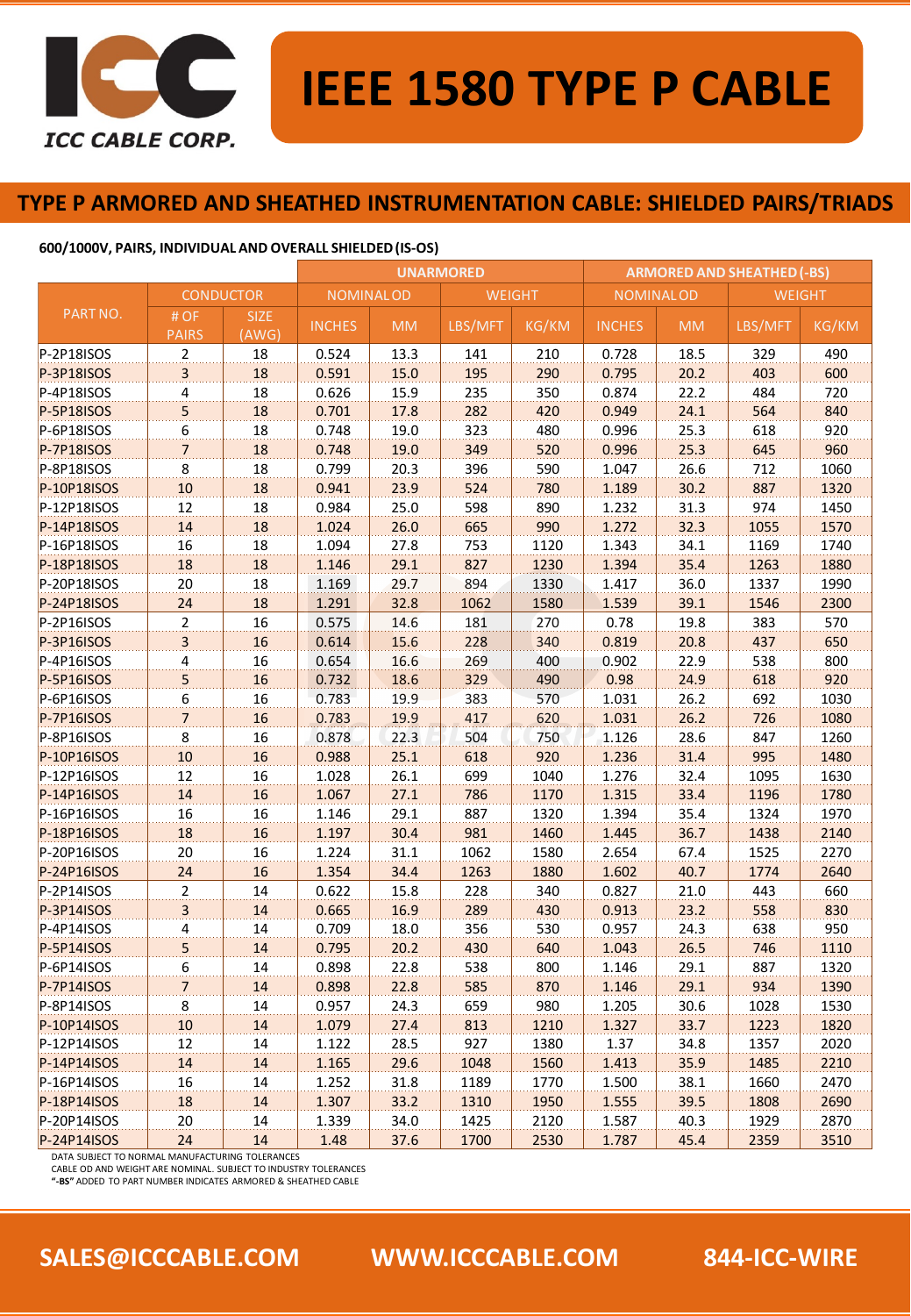# IEEE 1580 TYPE P CABLE

## TYPE P ARMORED AND SHEATHED INSTRUMENTATION CABLE: SHIELDED PAIRS/TRIADS

**600/1000V, PAIRS, INDIVIDUAL AND OVERALL SHIELDED (IS-OS)**

| PART NO. | CONDUCTOR | | UNARMORED | | | | ARMORED AND SHEATHED (-BS) | | | |
|---|---|---|---|---|---|---|---|---|---|---|
| | | | NOMINAL OD | | WEIGHT | | NOMINAL OD | | WEIGHT | |
| | # OF PAIRS | SIZE (AWG) | INCHES | MM | LBS/MFT | KG/KM | INCHES | MM | LBS/MFT | KG/KM |
| P-2P18ISOS | 2 | 18 | 0.524 | 13.3 | 141 | 210 | 0.728 | 18.5 | 329 | 490 |
| P-3P18ISOS | 3 | 18 | 0.591 | 15.0 | 195 | 290 | 0.795 | 20.2 | 403 | 600 |
| P-4P18ISOS | 4 | 18 | 0.626 | 15.9 | 235 | 350 | 0.874 | 22.2 | 484 | 720 |
| P-5P18ISOS | 5 | 18 | 0.701 | 17.8 | 282 | 420 | 0.949 | 24.1 | 564 | 840 |
| P-6P18ISOS | 6 | 18 | 0.748 | 19.0 | 323 | 480 | 0.996 | 25.3 | 618 | 920 |
| P-7P18ISOS | 7 | 18 | 0.748 | 19.0 | 349 | 520 | 0.996 | 25.3 | 645 | 960 |
| P-8P18ISOS | 8 | 18 | 0.799 | 20.3 | 396 | 590 | 1.047 | 26.6 | 712 | 1060 |
| P-10P18ISOS | 10 | 18 | 0.941 | 23.9 | 524 | 780 | 1.189 | 30.2 | 887 | 1320 |
| P-12P18ISOS | 12 | 18 | 0.984 | 25.0 | 598 | 890 | 1.232 | 31.3 | 974 | 1450 |
| P-14P18ISOS | 14 | 18 | 1.024 | 26.0 | 665 | 990 | 1.272 | 32.3 | 1055 | 1570 |
| P-16P18ISOS | 16 | 18 | 1.094 | 27.8 | 753 | 1120 | 1.343 | 34.1 | 1169 | 1740 |
| P-18P18ISOS | 18 | 18 | 1.146 | 29.1 | 827 | 1230 | 1.394 | 35.4 | 1263 | 1880 |
| P-20P18ISOS | 20 | 18 | 1.169 | 29.7 | 894 | 1330 | 1.417 | 36.0 | 1337 | 1990 |
| P-24P18ISOS | 24 | 18 | 1.291 | 32.8 | 1062 | 1580 | 1.539 | 39.1 | 1546 | 2300 |
| P-2P16ISOS | 2 | 16 | 0.575 | 14.6 | 181 | 270 | 0.78 | 19.8 | 383 | 570 |
| P-3P16ISOS | 3 | 16 | 0.614 | 15.6 | 228 | 340 | 0.819 | 20.8 | 437 | 650 |
| P-4P16ISOS | 4 | 16 | 0.654 | 16.6 | 269 | 400 | 0.902 | 22.9 | 538 | 800 |
| P-5P16ISOS | 5 | 16 | 0.732 | 18.6 | 329 | 490 | 0.98 | 24.9 | 618 | 920 |
| P-6P16ISOS | 6 | 16 | 0.783 | 19.9 | 383 | 570 | 1.031 | 26.2 | 692 | 1030 |
| P-7P16ISOS | 7 | 16 | 0.783 | 19.9 | 417 | 620 | 1.031 | 26.2 | 726 | 1080 |
| P-8P16ISOS | 8 | 16 | 0.878 | 22.3 | 504 | 750 | 1.126 | 28.6 | 847 | 1260 |
| P-10P16ISOS | 10 | 16 | 0.988 | 25.1 | 618 | 920 | 1.236 | 31.4 | 995 | 1480 |
| P-12P16ISOS | 12 | 16 | 1.028 | 26.1 | 699 | 1040 | 1.276 | 32.4 | 1095 | 1630 |
| P-14P16ISOS | 14 | 16 | 1.067 | 27.1 | 786 | 1170 | 1.315 | 33.4 | 1196 | 1780 |
| P-16P16ISOS | 16 | 16 | 1.146 | 29.1 | 887 | 1320 | 1.394 | 35.4 | 1324 | 1970 |
| P-18P16ISOS | 18 | 16 | 1.197 | 30.4 | 981 | 1460 | 1.445 | 36.7 | 1438 | 2140 |
| P-20P16ISOS | 20 | 16 | 1.224 | 31.1 | 1062 | 1580 | 2.654 | 67.4 | 1525 | 2270 |
| P-24P16ISOS | 24 | 16 | 1.354 | 34.4 | 1263 | 1880 | 1.602 | 40.7 | 1774 | 2640 |
| P-2P14ISOS | 2 | 14 | 0.622 | 15.8 | 228 | 340 | 0.827 | 21.0 | 443 | 660 |
| P-3P14ISOS | 3 | 14 | 0.665 | 16.9 | 289 | 430 | 0.913 | 23.2 | 558 | 830 |
| P-4P14ISOS | 4 | 14 | 0.709 | 18.0 | 356 | 530 | 0.957 | 24.3 | 638 | 950 |
| P-5P14ISOS | 5 | 14 | 0.795 | 20.2 | 430 | 640 | 1.043 | 26.5 | 746 | 1110 |
| P-6P14ISOS | 6 | 14 | 0.898 | 22.8 | 538 | 800 | 1.146 | 29.1 | 887 | 1320 |
| P-7P14ISOS | 7 | 14 | 0.898 | 22.8 | 585 | 870 | 1.146 | 29.1 | 934 | 1390 |
| P-8P14ISOS | 8 | 14 | 0.957 | 24.3 | 659 | 980 | 1.205 | 30.6 | 1028 | 1530 |
| P-10P14ISOS | 10 | 14 | 1.079 | 27.4 | 813 | 1210 | 1.327 | 33.7 | 1223 | 1820 |
| P-12P14ISOS | 12 | 14 | 1.122 | 28.5 | 927 | 1380 | 1.37 | 34.8 | 1357 | 2020 |
| P-14P14ISOS | 14 | 14 | 1.165 | 29.6 | 1048 | 1560 | 1.413 | 35.9 | 1485 | 2210 |
| P-16P14ISOS | 16 | 14 | 1.252 | 31.8 | 1189 | 1770 | 1.500 | 38.1 | 1660 | 2470 |
| P-18P14ISOS | 18 | 14 | 1.307 | 33.2 | 1310 | 1950 | 1.555 | 39.5 | 1808 | 2690 |
| P-20P14ISOS | 20 | 14 | 1.339 | 34.0 | 1425 | 2120 | 1.587 | 40.3 | 1929 | 2870 |
| P-24P14ISOS | 24 | 14 | 1.48 | 37.6 | 1700 | 2530 | 1.787 | 45.4 | 2359 | 3510 |

DATA SUBJECT TO NORMAL MANUFACTURING TOLERANCES
CABLE OD AND WEIGHT ARE NOMINAL. SUBJECT TO INDUSTRY TOLERANCES
**"-BS"** ADDED TO PART NUMBER INDICATES ARMORED & SHEATHED CABLE

**SALES@ICCCABLE.COM** **WWW.ICCCABLE.COM** **844-ICC-WIRE**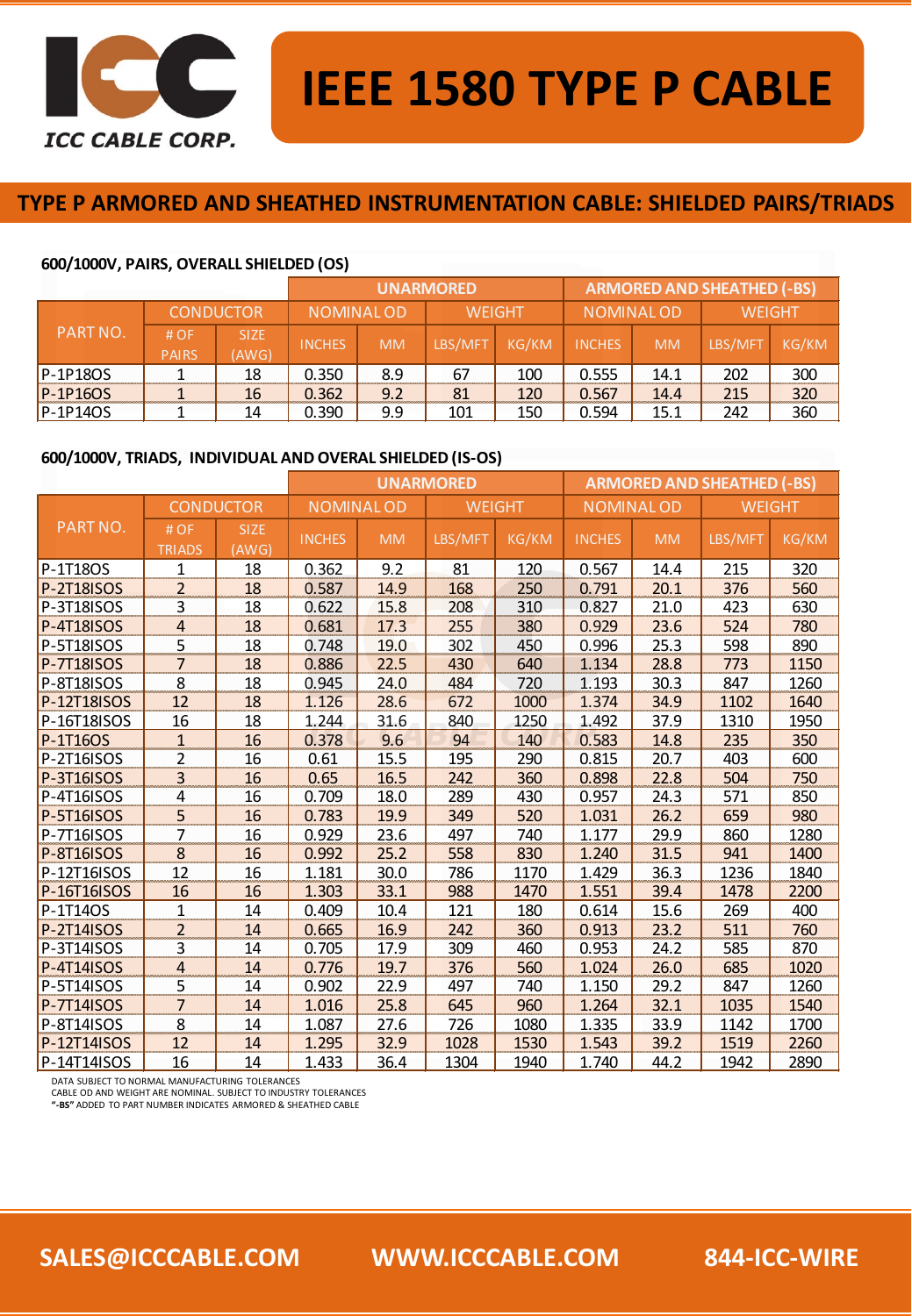ICC CABLE CORP.

# IEEE 1580 TYPE P CABLE

## TYPE P ARMORED AND SHEATHED INSTRUMENTATION CABLE: SHIELDED PAIRS/TRIADS

### 600/1000V, PAIRS, OVERALL SHIELDED (OS)

| PART NO. | CONDUCTOR | | UNARMORED | | | | ARMORED AND SHEATHED (-BS) | | | |
|---|---|---|---|---|---|---|---|---|---|---|
| | | | NOMINAL OD | | WEIGHT | | NOMINAL OD | | WEIGHT | |
| | # OF PAIRS | SIZE (AWG) | INCHES | MM | LBS/MFT | KG/KM | INCHES | MM | LBS/MFT | KG/KM |
| P-1P18OS | 1 | 18 | 0.350 | 8.9 | 67 | 100 | 0.555 | 14.1 | 202 | 300 |
| P-1P16OS | 1 | 16 | 0.362 | 9.2 | 81 | 120 | 0.567 | 14.4 | 215 | 320 |
| P-1P14OS | 1 | 14 | 0.390 | 9.9 | 101 | 150 | 0.594 | 15.1 | 242 | 360 |

### 600/1000V, TRIADS, INDIVIDUAL AND OVERAL SHIELDED (IS-OS)

| PART NO. | CONDUCTOR | | UNARMORED | | | | ARMORED AND SHEATHED (-BS) | | | |
|---|---|---|---|---|---|---|---|---|---|---|
| | | | NOMINAL OD | | WEIGHT | | NOMINAL OD | | WEIGHT | |
| | # OF TRIADS | SIZE (AWG) | INCHES | MM | LBS/MFT | KG/KM | INCHES | MM | LBS/MFT | KG/KM |
| P-1T18OS | 1 | 18 | 0.362 | 9.2 | 81 | 120 | 0.567 | 14.4 | 215 | 320 |
| P-2T18ISOS | 2 | 18 | 0.587 | 14.9 | 168 | 250 | 0.791 | 20.1 | 376 | 560 |
| P-3T18ISOS | 3 | 18 | 0.622 | 15.8 | 208 | 310 | 0.827 | 21.0 | 423 | 630 |
| P-4T18ISOS | 4 | 18 | 0.681 | 17.3 | 255 | 380 | 0.929 | 23.6 | 524 | 780 |
| P-5T18ISOS | 5 | 18 | 0.748 | 19.0 | 302 | 450 | 0.996 | 25.3 | 598 | 890 |
| P-7T18ISOS | 7 | 18 | 0.886 | 22.5 | 430 | 640 | 1.134 | 28.8 | 773 | 1150 |
| P-8T18ISOS | 8 | 18 | 0.945 | 24.0 | 484 | 720 | 1.193 | 30.3 | 847 | 1260 |
| P-12T18ISOS | 12 | 18 | 1.126 | 28.6 | 672 | 1000 | 1.374 | 34.9 | 1102 | 1640 |
| P-16T18ISOS | 16 | 18 | 1.244 | 31.6 | 840 | 1250 | 1.492 | 37.9 | 1310 | 1950 |
| P-1T16OS | 1 | 16 | 0.378 | 9.6 | 94 | 140 | 0.583 | 14.8 | 235 | 350 |
| P-2T16ISOS | 2 | 16 | 0.61 | 15.5 | 195 | 290 | 0.815 | 20.7 | 403 | 600 |
| P-3T16ISOS | 3 | 16 | 0.65 | 16.5 | 242 | 360 | 0.898 | 22.8 | 504 | 750 |
| P-4T16ISOS | 4 | 16 | 0.709 | 18.0 | 289 | 430 | 0.957 | 24.3 | 571 | 850 |
| P-5T16ISOS | 5 | 16 | 0.783 | 19.9 | 349 | 520 | 1.031 | 26.2 | 659 | 980 |
| P-7T16ISOS | 7 | 16 | 0.929 | 23.6 | 497 | 740 | 1.177 | 29.9 | 860 | 1280 |
| P-8T16ISOS | 8 | 16 | 0.992 | 25.2 | 558 | 830 | 1.240 | 31.5 | 941 | 1400 |
| P-12T16ISOS | 12 | 16 | 1.181 | 30.0 | 786 | 1170 | 1.429 | 36.3 | 1236 | 1840 |
| P-16T16ISOS | 16 | 16 | 1.303 | 33.1 | 988 | 1470 | 1.551 | 39.4 | 1478 | 2200 |
| P-1T14OS | 1 | 14 | 0.409 | 10.4 | 121 | 180 | 0.614 | 15.6 | 269 | 400 |
| P-2T14ISOS | 2 | 14 | 0.665 | 16.9 | 242 | 360 | 0.913 | 23.2 | 511 | 760 |
| P-3T14ISOS | 3 | 14 | 0.705 | 17.9 | 309 | 460 | 0.953 | 24.2 | 585 | 870 |
| P-4T14ISOS | 4 | 14 | 0.776 | 19.7 | 376 | 560 | 1.024 | 26.0 | 685 | 1020 |
| P-5T14ISOS | 5 | 14 | 0.902 | 22.9 | 497 | 740 | 1.150 | 29.2 | 847 | 1260 |
| P-7T14ISOS | 7 | 14 | 1.016 | 25.8 | 645 | 960 | 1.264 | 32.1 | 1035 | 1540 |
| P-8T14ISOS | 8 | 14 | 1.087 | 27.6 | 726 | 1080 | 1.335 | 33.9 | 1142 | 1700 |
| P-12T14ISOS | 12 | 14 | 1.295 | 32.9 | 1028 | 1530 | 1.543 | 39.2 | 1519 | 2260 |
| P-14T14ISOS | 16 | 14 | 1.433 | 36.4 | 1304 | 1940 | 1.740 | 44.2 | 1942 | 2890 |

DATA SUBJECT TO NORMAL MANUFACTURING TOLERANCES
CABLE OD AND WEIGHT ARE NOMINAL. SUBJECT TO INDUSTRY TOLERANCES
**"-BS"** ADDED TO PART NUMBER INDICATES ARMORED & SHEATHED CABLE

SALES@ICCCABLE.COM    WWW.ICCCABLE.COM    844-ICC-WIRE